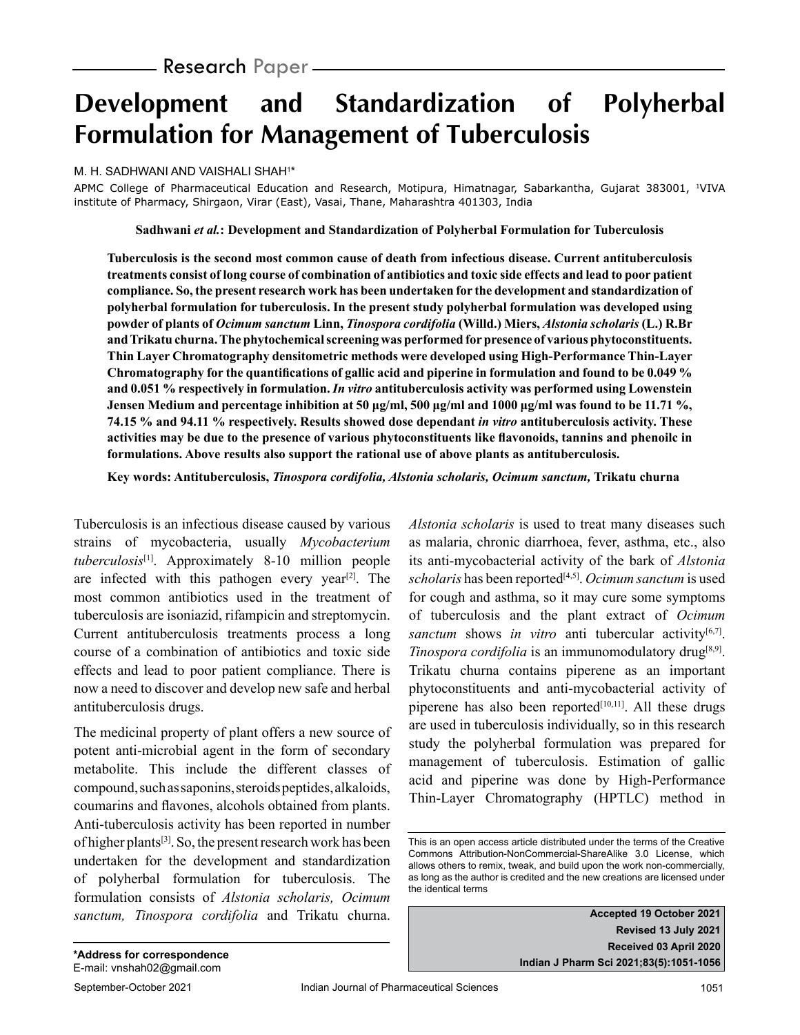Research Paper

# Development and Standardization of Polyherbal Formulation for Management of Tuberculosis

M. H. SADHWANI AND VAISHALI SHAH[1]*

APMC College of Pharmaceutical Education and Research, Motipura, Himatnagar, Sabarkantha, Gujarat 383001, [1]VIVA institute of Pharmacy, Shirgaon, Virar (East), Vasai, Thane, Maharashtra 401303, India

**Sadhwani *et al.*: Development and Standardization of Polyherbal Formulation for Tuberculosis**

**Tuberculosis is the second most common cause of death from infectious disease. Current antituberculosis treatments consist of long course of combination of antibiotics and toxic side effects and lead to poor patient compliance. So, the present research work has been undertaken for the development and standardization of polyherbal formulation for tuberculosis. In the present study polyherbal formulation was developed using powder of plants of *Ocimum sanctum* Linn, *Tinospora cordifolia* (Willd.) Miers, *Alstonia scholaris* (L.) R.Br and Trikatu churna. The phytochemical screening was performed for presence of various phytoconstituents. Thin Layer Chromatography densitometric methods were developed using High-Performance Thin-Layer Chromatography for the quantifications of gallic acid and piperine in formulation and found to be 0.049 % and 0.051 % respectively in formulation. *In vitro* antituberculosis activity was performed using Lowenstein Jensen Medium and percentage inhibition at 50 µg/ml, 500 µg/ml and 1000 µg/ml was found to be 11.71 %, 74.15 % and 94.11 % respectively. Results showed dose dependant *in vitro* antituberculosis activity. These activities may be due to the presence of various phytoconstituents like flavonoids, tannins and phenoilc in formulations. Above results also support the rational use of above plants as antituberculosis.**

**Key words: Antituberculosis, *Tinospora cordifolia, Alstonia scholaris, Ocimum sanctum,* Trikatu churna**

Tuberculosis is an infectious disease caused by various strains of mycobacteria, usually *Mycobacterium tuberculosis*[1]. Approximately 8-10 million people are infected with this pathogen every year[2]. The most common antibiotics used in the treatment of tuberculosis are isoniazid, rifampicin and streptomycin. Current antituberculosis treatments process a long course of a combination of antibiotics and toxic side effects and lead to poor patient compliance. There is now a need to discover and develop new safe and herbal antituberculosis drugs.

The medicinal property of plant offers a new source of potent anti-microbial agent in the form of secondary metabolite. This include the different classes of compound, such as saponins, steroids peptides, alkaloids, coumarins and flavones, alcohols obtained from plants. Anti-tuberculosis activity has been reported in number of higher plants[3]. So, the present research work has been undertaken for the development and standardization of polyherbal formulation for tuberculosis. The formulation consists of *Alstonia scholaris, Ocimum sanctum, Tinospora cordifolia* and Trikatu churna. *Alstonia scholaris* is used to treat many diseases such as malaria, chronic diarrhoea, fever, asthma, etc., also its anti-mycobacterial activity of the bark of *Alstonia scholaris* has been reported[4,5]. *Ocimum sanctum* is used for cough and asthma, so it may cure some symptoms of tuberculosis and the plant extract of *Ocimum sanctum* shows *in vitro* anti tubercular activity[6,7]. *Tinospora cordifolia* is an immunomodulatory drug[8,9]. Trikatu churna contains piperene as an important phytoconstituents and anti-mycobacterial activity of piperene has also been reported[10,11]. All these drugs are used in tuberculosis individually, so in this research study the polyherbal formulation was prepared for management of tuberculosis. Estimation of gallic acid and piperine was done by High-Performance Thin-Layer Chromatography (HPTLC) method in

This is an open access article distributed under the terms of the Creative Commons Attribution-NonCommercial-ShareAlike 3.0 License, which allows others to remix, tweak, and build upon the work non-commercially, as long as the author is credited and the new creations are licensed under the identical terms

**Accepted 19 October 2021**
**Revised 13 July 2021**
**Received 03 April 2020**
**Indian J Pharm Sci 2021;83(5):1051-1056**

**\*Address for correspondence**
E-mail: vnshah02@gmail.com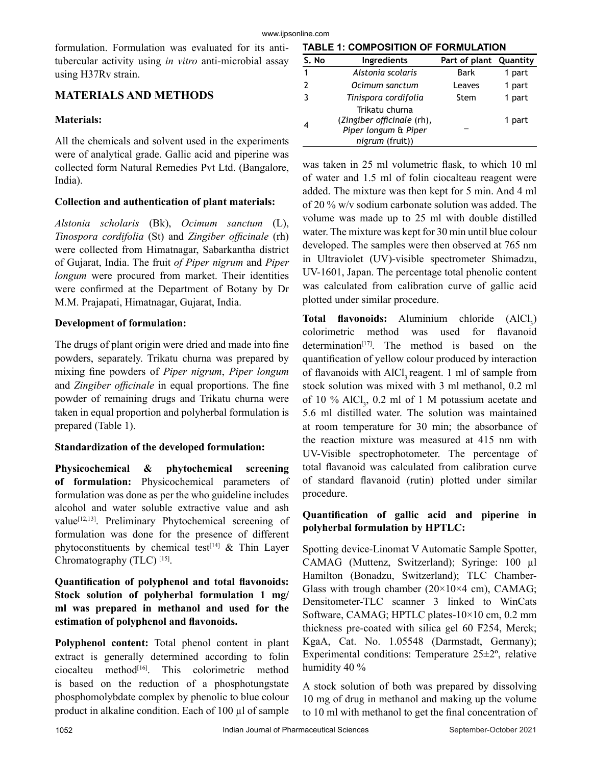formulation. Formulation was evaluated for its anti-tubercular activity using *in vitro* anti-microbial assay using H37Rv strain.

## MATERIALS AND METHODS

### Materials:

All the chemicals and solvent used in the experiments were of analytical grade. Gallic acid and piperine was collected form Natural Remedies Pvt Ltd. (Bangalore, India).

### Collection and authentication of plant materials:

*Alstonia scholaris* (Bk), *Ocimum sanctum* (L), *Tinospora cordifolia* (St) and *Zingiber officinale* (rh) were collected from Himatnagar, Sabarkantha district of Gujarat, India. The fruit *of Piper nigrum* and *Piper longum* were procured from market. Their identities were confirmed at the Department of Botany by Dr M.M. Prajapati, Himatnagar, Gujarat, India.

### Development of formulation:

The drugs of plant origin were dried and made into fine powders, separately. Trikatu churna was prepared by mixing fine powders of *Piper nigrum*, *Piper longum* and *Zingiber officinale* in equal proportions. The fine powder of remaining drugs and Trikatu churna were taken in equal proportion and polyherbal formulation is prepared (Table 1).

**TABLE 1: COMPOSITION OF FORMULATION**

| S. No | Ingredients | Part of plant | Quantity |
|---|---|---|---|
| 1 | *Alstonia scolaris* | Bark | 1 part |
| 2 | *Ocimum sanctum* | Leaves | 1 part |
| 3 | *Tinispora cordifolia* | Stem | 1 part |
| 4 | Trikatu churna (*Zingiber officinale* (rh), *Piper longum* & *Piper nigrum* (fruit)) | – | 1 part |

### Standardization of the developed formulation:

**Physicochemical & phytochemical screening of formulation:** Physicochemical parameters of formulation was done as per the who guideline includes alcohol and water soluble extractive value and ash value[12,13]. Preliminary Phytochemical screening of formulation was done for the presence of different phytoconstituents by chemical test[14] & Thin Layer Chromatography (TLC) [15].

**Quantification of polyphenol and total flavonoids: Stock solution of polyherbal formulation 1 mg/ml was prepared in methanol and used for the estimation of polyphenol and flavonoids.**

**Polyphenol content:** Total phenol content in plant extract is generally determined according to folin ciocalteu method[16]. This colorimetric method is based on the reduction of a phosphotungstate phosphomolybdate complex by phenolic to blue colour product in alkaline condition. Each of 100 µl of sample was taken in 25 ml volumetric flask, to which 10 ml of water and 1.5 ml of folin ciocalteau reagent were added. The mixture was then kept for 5 min. And 4 ml of 20 % w/v sodium carbonate solution was added. The volume was made up to 25 ml with double distilled water. The mixture was kept for 30 min until blue colour developed. The samples were then observed at 765 nm in Ultraviolet (UV)-visible spectrometer Shimadzu, UV-1601, Japan. The percentage total phenolic content was calculated from calibration curve of gallic acid plotted under similar procedure.

**Total flavonoids:** Aluminium chloride ($AlCl_3$) colorimetric method was used for flavanoid determination[17]. The method is based on the quantification of yellow colour produced by interaction of flavanoids with $AlCl_3$ reagent. 1 ml of sample from stock solution was mixed with 3 ml methanol, 0.2 ml of 10 % $AlCl_3$, 0.2 ml of 1 M potassium acetate and 5.6 ml distilled water. The solution was maintained at room temperature for 30 min; the absorbance of the reaction mixture was measured at 415 nm with UV-Visible spectrophotometer. The percentage of total flavanoid was calculated from calibration curve of standard flavanoid (rutin) plotted under similar procedure.

### Quantification of gallic acid and piperine in polyherbal formulation by HPTLC:

Spotting device-Linomat V Automatic Sample Spotter, CAMAG (Muttenz, Switzerland); Syringe: 100 µl Hamilton (Bonadzu, Switzerland); TLC Chamber-Glass with trough chamber (20×10×4 cm), CAMAG; Densitometer-TLC scanner 3 linked to WinCats Software, CAMAG; HPTLC plates-10×10 cm, 0.2 mm thickness pre-coated with silica gel 60 F254, Merck; KgaA, Cat. No. 1.05548 (Darmstadt, Germany); Experimental conditions: Temperature 25±2º, relative humidity 40 %

A stock solution of both was prepared by dissolving 10 mg of drug in methanol and making up the volume to 10 ml with methanol to get the final concentration of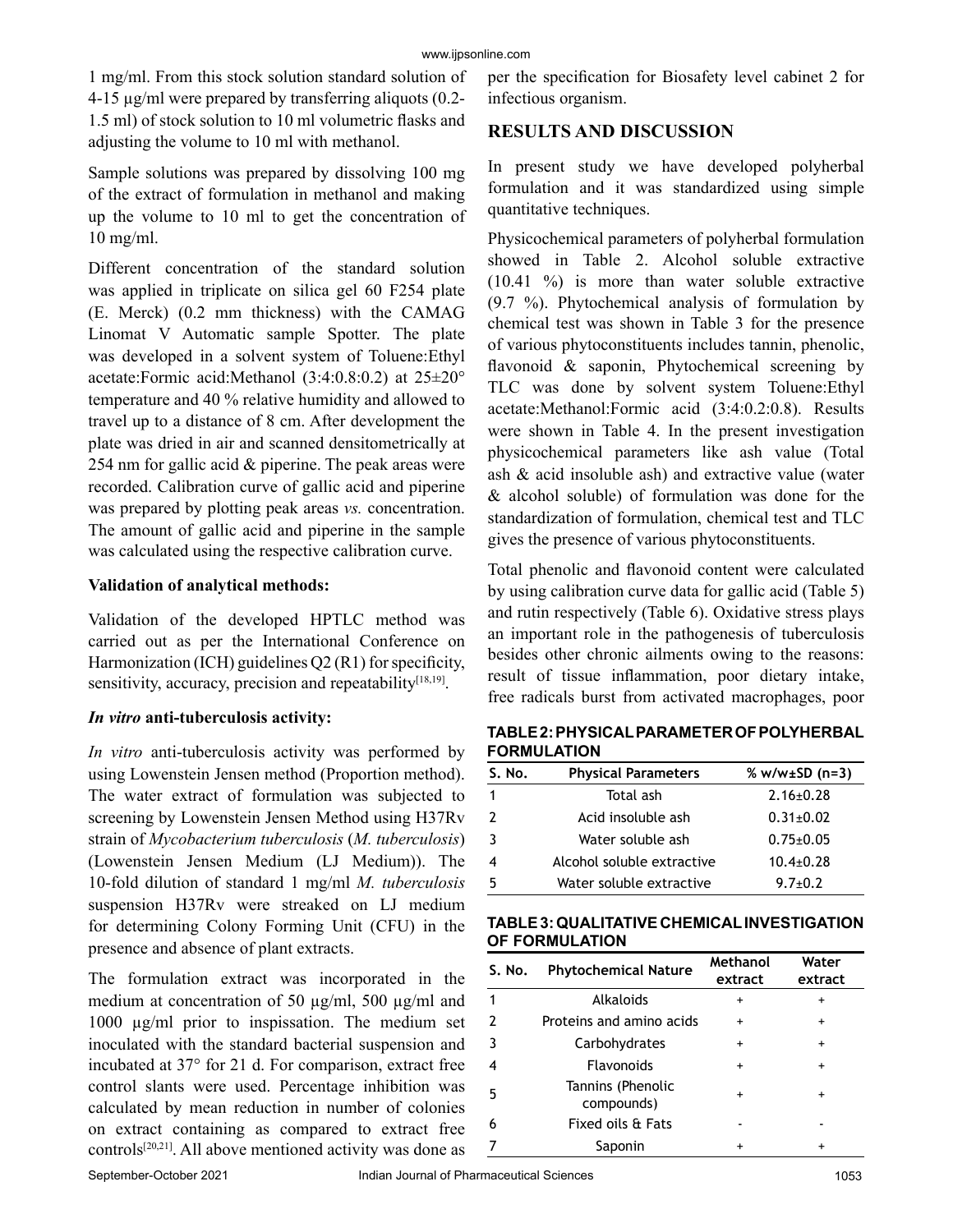1 mg/ml. From this stock solution standard solution of 4-15 µg/ml were prepared by transferring aliquots (0.2-1.5 ml) of stock solution to 10 ml volumetric flasks and adjusting the volume to 10 ml with methanol.

Sample solutions was prepared by dissolving 100 mg of the extract of formulation in methanol and making up the volume to 10 ml to get the concentration of 10 mg/ml.

Different concentration of the standard solution was applied in triplicate on silica gel 60 F254 plate (E. Merck) (0.2 mm thickness) with the CAMAG Linomat V Automatic sample Spotter. The plate was developed in a solvent system of Toluene:Ethyl acetate:Formic acid:Methanol (3:4:0.8:0.2) at 25±20° temperature and 40 % relative humidity and allowed to travel up to a distance of 8 cm. After development the plate was dried in air and scanned densitometrically at 254 nm for gallic acid & piperine. The peak areas were recorded. Calibration curve of gallic acid and piperine was prepared by plotting peak areas *vs.* concentration. The amount of gallic acid and piperine in the sample was calculated using the respective calibration curve.

**Validation of analytical methods:**

Validation of the developed HPTLC method was carried out as per the International Conference on Harmonization (ICH) guidelines Q2 (R1) for specificity, sensitivity, accuracy, precision and repeatability[18,19].

***In vitro* anti-tuberculosis activity:**

*In vitro* anti-tuberculosis activity was performed by using Lowenstein Jensen method (Proportion method). The water extract of formulation was subjected to screening by Lowenstein Jensen Method using H37Rv strain of *Mycobacterium tuberculosis* (*M. tuberculosis*) (Lowenstein Jensen Medium (LJ Medium)). The 10-fold dilution of standard 1 mg/ml *M. tuberculosis* suspension H37Rv were streaked on LJ medium for determining Colony Forming Unit (CFU) in the presence and absence of plant extracts.

The formulation extract was incorporated in the medium at concentration of 50 µg/ml, 500 µg/ml and 1000 µg/ml prior to inspissation. The medium set inoculated with the standard bacterial suspension and incubated at 37° for 21 d. For comparison, extract free control slants were used. Percentage inhibition was calculated by mean reduction in number of colonies on extract containing as compared to extract free controls[20,21]. All above mentioned activity was done as per the specification for Biosafety level cabinet 2 for infectious organism.

## RESULTS AND DISCUSSION

In present study we have developed polyherbal formulation and it was standardized using simple quantitative techniques.

Physicochemical parameters of polyherbal formulation showed in Table 2. Alcohol soluble extractive (10.41 %) is more than water soluble extractive (9.7 %). Phytochemical analysis of formulation by chemical test was shown in Table 3 for the presence of various phytoconstituents includes tannin, phenolic, flavonoid & saponin, Phytochemical screening by TLC was done by solvent system Toluene:Ethyl acetate:Methanol:Formic acid (3:4:0.2:0.8). Results were shown in Table 4. In the present investigation physicochemical parameters like ash value (Total ash & acid insoluble ash) and extractive value (water & alcohol soluble) of formulation was done for the standardization of formulation, chemical test and TLC gives the presence of various phytoconstituents.

Total phenolic and flavonoid content were calculated by using calibration curve data for gallic acid (Table 5) and rutin respectively (Table 6). Oxidative stress plays an important role in the pathogenesis of tuberculosis besides other chronic ailments owing to the reasons: result of tissue inflammation, poor dietary intake, free radicals burst from activated macrophages, poor

**TABLE 2: PHYSICAL PARAMETER OF POLYHERBAL FORMULATION**

| S. No. | Physical Parameters | % w/w±SD (n=3) |
|---|---|---|
| 1 | Total ash | 2.16±0.28 |
| 2 | Acid insoluble ash | 0.31±0.02 |
| 3 | Water soluble ash | 0.75±0.05 |
| 4 | Alcohol soluble extractive | 10.4±0.28 |
| 5 | Water soluble extractive | 9.7±0.2 |

**TABLE 3: QUALITATIVE CHEMICAL INVESTIGATION OF FORMULATION**

| S. No. | Phytochemical Nature | Methanol extract | Water extract |
|---|---|---|---|
| 1 | Alkaloids | + | + |
| 2 | Proteins and amino acids | + | + |
| 3 | Carbohydrates | + | + |
| 4 | Flavonoids | + | + |
| 5 | Tannins (Phenolic compounds) | + | + |
| 6 | Fixed oils & Fats | - | - |
| 7 | Saponin | + | + |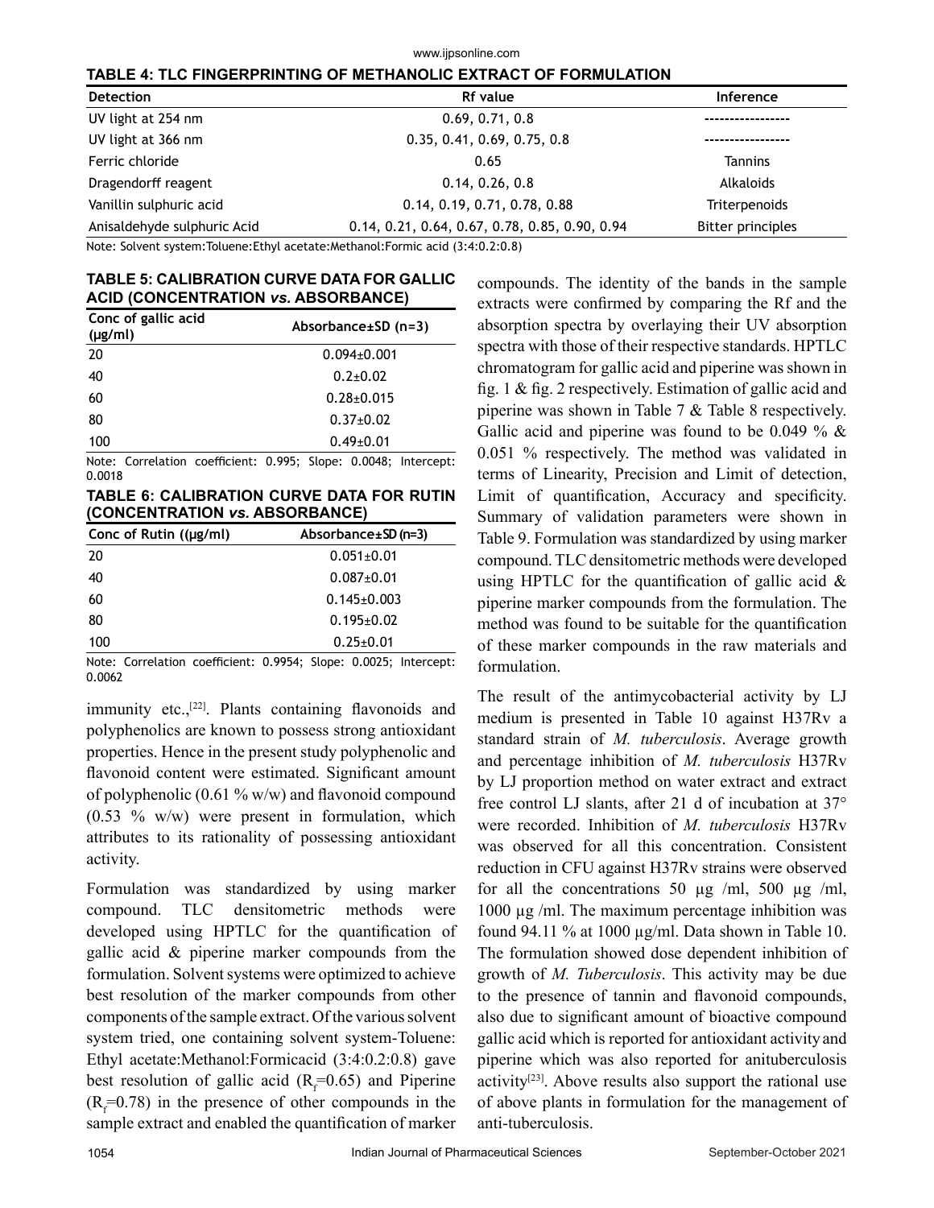**TABLE 4: TLC FINGERPRINTING OF METHANOLIC EXTRACT OF FORMULATION**

| Detection | Rf value | Inference |
|---|---|---|
| UV light at 254 nm | 0.69, 0.71, 0.8 | ---------------- |
| UV light at 366 nm | 0.35, 0.41, 0.69, 0.75, 0.8 | ---------------- |
| Ferric chloride | 0.65 | Tannins |
| Dragendorff reagent | 0.14, 0.26, 0.8 | Alkaloids |
| Vanillin sulphuric acid | 0.14, 0.19, 0.71, 0.78, 0.88 | Triterpenoids |
| Anisaldehyde sulphuric Acid | 0.14, 0.21, 0.64, 0.67, 0.78, 0.85, 0.90, 0.94 | Bitter principles |

Note: Solvent system:Toluene:Ethyl acetate:Methanol:Formic acid (3:4:0.2:0.8)

**TABLE 5: CALIBRATION CURVE DATA FOR GALLIC ACID (CONCENTRATION *vs.* ABSORBANCE)**

| Conc of gallic acid (μg/ml) | Absorbance±SD (n=3) |
|---|---|
| 20 | 0.094±0.001 |
| 40 | 0.2±0.02 |
| 60 | 0.28±0.015 |
| 80 | 0.37±0.02 |
| 100 | 0.49±0.01 |

Note: Correlation coefficient: 0.995; Slope: 0.0048; Intercept: 0.0018

**TABLE 6: CALIBRATION CURVE DATA FOR RUTIN (CONCENTRATION *vs.* ABSORBANCE)**

| Conc of Rutin ((μg/ml) | Absorbance±SD (n=3) |
|---|---|
| 20 | 0.051±0.01 |
| 40 | 0.087±0.01 |
| 60 | 0.145±0.003 |
| 80 | 0.195±0.02 |
| 100 | 0.25±0.01 |

Note: Correlation coefficient: 0.9954; Slope: 0.0025; Intercept: 0.0062

immunity etc.,[22]. Plants containing flavonoids and polyphenolics are known to possess strong antioxidant properties. Hence in the present study polyphenolic and flavonoid content were estimated. Significant amount of polyphenolic (0.61 % w/w) and flavonoid compound (0.53 % w/w) were present in formulation, which attributes to its rationality of possessing antioxidant activity.

Formulation was standardized by using marker compound. TLC densitometric methods were developed using HPTLC for the quantification of gallic acid & piperine marker compounds from the formulation. Solvent systems were optimized to achieve best resolution of the marker compounds from other components of the sample extract. Of the various solvent system tried, one containing solvent system-Toluene: Ethyl acetate:Methanol:Formicacid (3:4:0.2:0.8) gave best resolution of gallic acid ($R_f$=0.65) and Piperine ($R_f$=0.78) in the presence of other compounds in the sample extract and enabled the quantification of marker compounds. The identity of the bands in the sample extracts were confirmed by comparing the Rf and the absorption spectra by overlaying their UV absorption spectra with those of their respective standards. HPTLC chromatogram for gallic acid and piperine was shown in fig. 1 & fig. 2 respectively. Estimation of gallic acid and piperine was shown in Table 7 & Table 8 respectively. Gallic acid and piperine was found to be 0.049 % & 0.051 % respectively. The method was validated in terms of Linearity, Precision and Limit of detection, Limit of quantification, Accuracy and specificity. Summary of validation parameters were shown in Table 9. Formulation was standardized by using marker compound. TLC densitometric methods were developed using HPTLC for the quantification of gallic acid & piperine marker compounds from the formulation. The method was found to be suitable for the quantification of these marker compounds in the raw materials and formulation.

The result of the antimycobacterial activity by LJ medium is presented in Table 10 against H37Rv a standard strain of *M. tuberculosis*. Average growth and percentage inhibition of *M. tuberculosis* H37Rv by LJ proportion method on water extract and extract free control LJ slants, after 21 d of incubation at 37° were recorded. Inhibition of *M. tuberculosis* H37Rv was observed for all this concentration. Consistent reduction in CFU against H37Rv strains were observed for all the concentrations 50 μg /ml, 500 μg /ml, 1000 μg /ml. The maximum percentage inhibition was found 94.11 % at 1000 μg/ml. Data shown in Table 10. The formulation showed dose dependent inhibition of growth of *M. Tuberculosis*. This activity may be due to the presence of tannin and flavonoid compounds, also due to significant amount of bioactive compound gallic acid which is reported for antioxidant activity and piperine which was also reported for anituberculosis activity[23]. Above results also support the rational use of above plants in formulation for the management of anti-tuberculosis.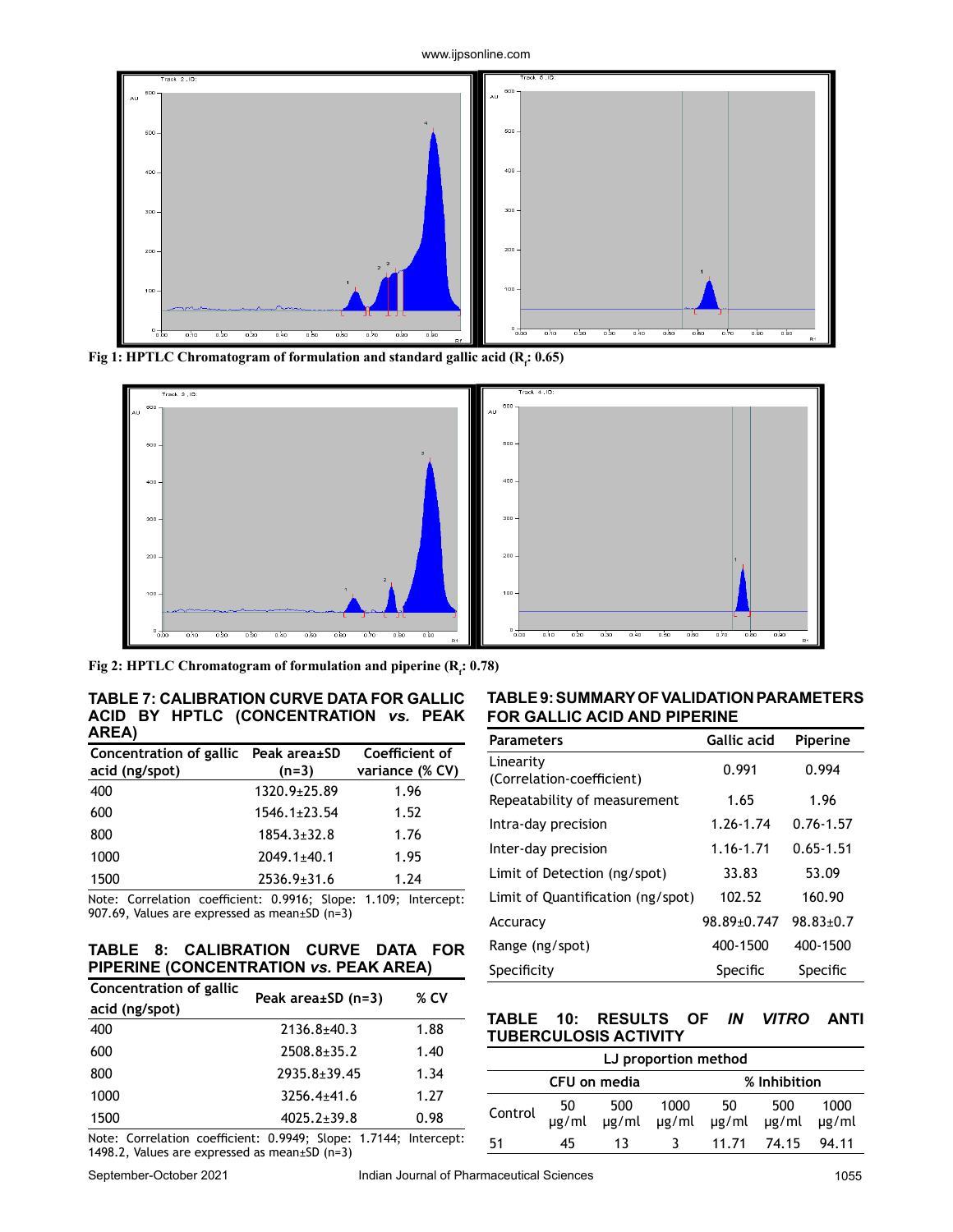Fig 1: HPTLC Chromatogram of formulation and standard gallic acid ($R_f$: 0.65)

Fig 2: HPTLC Chromatogram of formulation and piperine ($R_f$: 0.78)

**TABLE 7: CALIBRATION CURVE DATA FOR GALLIC ACID BY HPTLC (CONCENTRATION *vs.* PEAK AREA)**

| Concentration of gallic acid (ng/spot) | Peak area±SD (n=3) | Coefficient of variance (% CV) |
|---|---|---|
| 400 | 1320.9±25.89 | 1.96 |
| 600 | 1546.1±23.54 | 1.52 |
| 800 | 1854.3±32.8 | 1.76 |
| 1000 | 2049.1±40.1 | 1.95 |
| 1500 | 2536.9±31.6 | 1.24 |

Note: Correlation coefficient: 0.9916; Slope: 1.109; Intercept: 907.69, Values are expressed as mean±SD (n=3)

**TABLE 8: CALIBRATION CURVE DATA FOR PIPERINE (CONCENTRATION *vs.* PEAK AREA)**

| Concentration of gallic acid (ng/spot) | Peak area±SD (n=3) | % CV |
|---|---|---|
| 400 | 2136.8±40.3 | 1.88 |
| 600 | 2508.8±35.2 | 1.40 |
| 800 | 2935.8±39.45 | 1.34 |
| 1000 | 3256.4±41.6 | 1.27 |
| 1500 | 4025.2±39.8 | 0.98 |

Note: Correlation coefficient: 0.9949; Slope: 1.7144; Intercept: 1498.2, Values are expressed as mean±SD (n=3)

**TABLE 9: SUMMARY OF VALIDATION PARAMETERS FOR GALLIC ACID AND PIPERINE**

| Parameters | Gallic acid | Piperine |
|---|---|---|
| Linearity (Correlation-coefficient) | 0.991 | 0.994 |
| Repeatability of measurement | 1.65 | 1.96 |
| Intra-day precision | 1.26-1.74 | 0.76-1.57 |
| Inter-day precision | 1.16-1.71 | 0.65-1.51 |
| Limit of Detection (ng/spot) | 33.83 | 53.09 |
| Limit of Quantification (ng/spot) | 102.52 | 160.90 |
| Accuracy | 98.89±0.747 | 98.83±0.7 |
| Range (ng/spot) | 400-1500 | 400-1500 |
| Specificity | Specific | Specific |

**TABLE 10: RESULTS OF *IN VITRO* ANTI TUBERCULOSIS ACTIVITY**

| LJ proportion method | | | | | | |
|---|---|---|---|---|---|---|
| CFU on media | | | | % Inhibition | | |
| Control | 50 μg/ml | 500 μg/ml | 1000 μg/ml | 50 μg/ml | 500 μg/ml | 1000 μg/ml |
| 51 | 45 | 13 | 3 | 11.71 | 74.15 | 94.11 |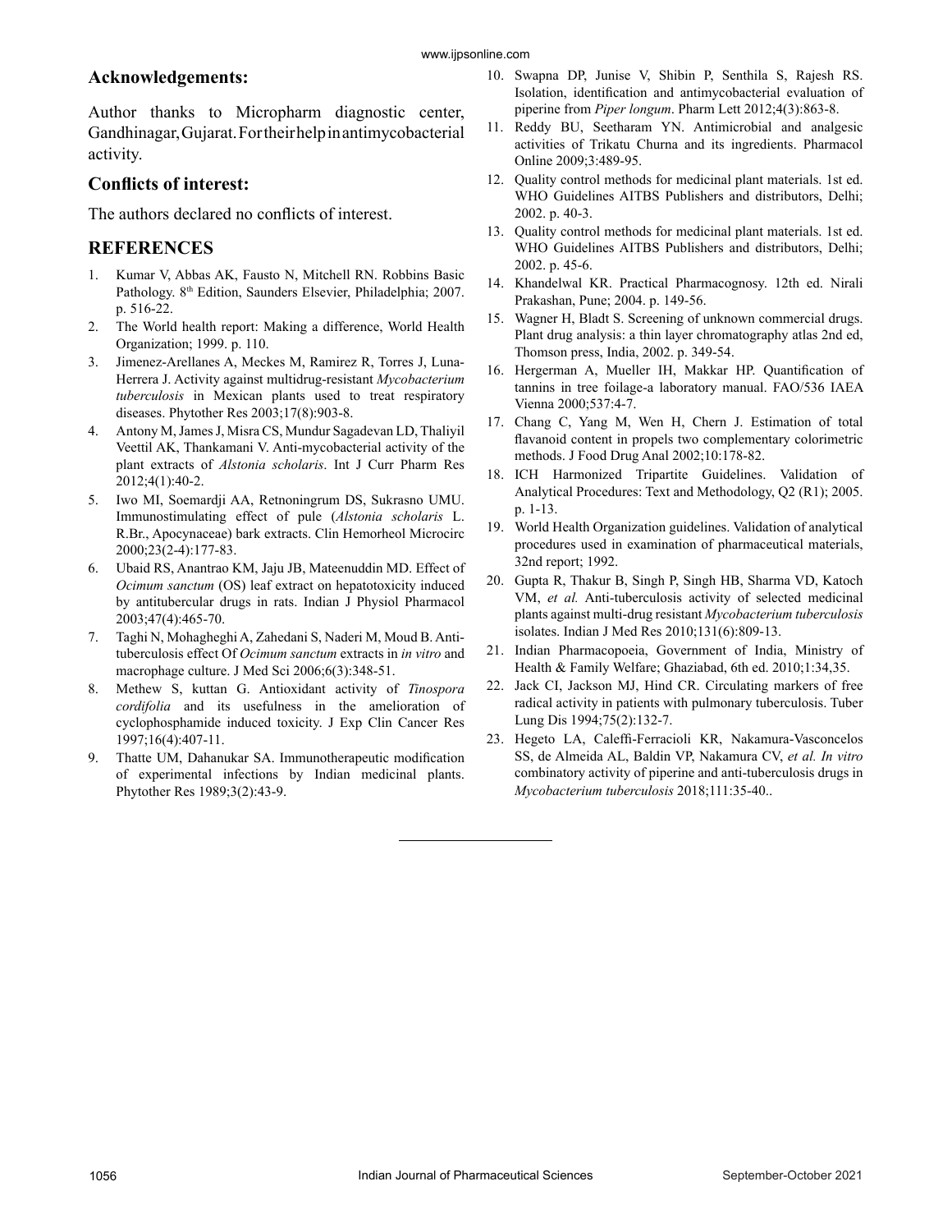## Acknowledgements:

Author thanks to Micropharm diagnostic center, Gandhinagar, Gujarat. For their help in antimycobacterial activity.

## Conflicts of interest:

The authors declared no conflicts of interest.

## REFERENCES

1. Kumar V, Abbas AK, Fausto N, Mitchell RN. Robbins Basic Pathology. 8th Edition, Saunders Elsevier, Philadelphia; 2007. p. 516-22.
2. The World health report: Making a difference, World Health Organization; 1999. p. 110.
3. Jimenez-Arellanes A, Meckes M, Ramirez R, Torres J, Luna-Herrera J. Activity against multidrug-resistant *Mycobacterium tuberculosis* in Mexican plants used to treat respiratory diseases. Phytother Res 2003;17(8):903-8.
4. Antony M, James J, Misra CS, Mundur Sagadevan LD, Thaliyil Veettil AK, Thankamani V. Anti-mycobacterial activity of the plant extracts of *Alstonia scholaris*. Int J Curr Pharm Res 2012;4(1):40-2.
5. Iwo MI, Soemardji AA, Retnoningrum DS, Sukrasno UMU. Immunostimulating effect of pule (*Alstonia scholaris* L. R.Br., Apocynaceae) bark extracts. Clin Hemorheol Microcirc 2000;23(2-4):177-83.
6. Ubaid RS, Anantrao KM, Jaju JB, Mateenuddin MD. Effect of *Ocimum sanctum* (OS) leaf extract on hepatotoxicity induced by antitubercular drugs in rats. Indian J Physiol Pharmacol 2003;47(4):465-70.
7. Taghi N, Mohagheghi A, Zahedani S, Naderi M, Moud B. Anti-tuberculosis effect Of *Ocimum sanctum* extracts in *in vitro* and macrophage culture. J Med Sci 2006;6(3):348-51.
8. Methew S, kuttan G. Antioxidant activity of *Tinospora cordifolia* and its usefulness in the amelioration of cyclophosphamide induced toxicity. J Exp Clin Cancer Res 1997;16(4):407-11.
9. Thatte UM, Dahanukar SA. Immunotherapeutic modification of experimental infections by Indian medicinal plants. Phytother Res 1989;3(2):43-9.
10. Swapna DP, Junise V, Shibin P, Senthila S, Rajesh RS. Isolation, identification and antimycobacterial evaluation of piperine from *Piper longum*. Pharm Lett 2012;4(3):863-8.
11. Reddy BU, Seetharam YN. Antimicrobial and analgesic activities of Trikatu Churna and its ingredients. Pharmacol Online 2009;3:489-95.
12. Quality control methods for medicinal plant materials. 1st ed. WHO Guidelines AITBS Publishers and distributors, Delhi; 2002. p. 40-3.
13. Quality control methods for medicinal plant materials. 1st ed. WHO Guidelines AITBS Publishers and distributors, Delhi; 2002. p. 45-6.
14. Khandelwal KR. Practical Pharmacognosy. 12th ed. Nirali Prakashan, Pune; 2004. p. 149-56.
15. Wagner H, Bladt S. Screening of unknown commercial drugs. Plant drug analysis: a thin layer chromatography atlas 2nd ed, Thomson press, India, 2002. p. 349-54.
16. Hergerman A, Mueller IH, Makkar HP. Quantification of tannins in tree foilage-a laboratory manual. FAO/536 IAEA Vienna 2000;537:4-7.
17. Chang C, Yang M, Wen H, Chern J. Estimation of total flavanoid content in propels two complementary colorimetric methods. J Food Drug Anal 2002;10:178-82.
18. ICH Harmonized Tripartite Guidelines. Validation of Analytical Procedures: Text and Methodology, Q2 (R1); 2005. p. 1-13.
19. World Health Organization guidelines. Validation of analytical procedures used in examination of pharmaceutical materials, 32nd report; 1992.
20. Gupta R, Thakur B, Singh P, Singh HB, Sharma VD, Katoch VM, *et al.* Anti-tuberculosis activity of selected medicinal plants against multi-drug resistant *Mycobacterium tuberculosis* isolates. Indian J Med Res 2010;131(6):809-13.
21. Indian Pharmacopoeia, Government of India, Ministry of Health & Family Welfare; Ghaziabad, 6th ed. 2010;1:34,35.
22. Jack CI, Jackson MJ, Hind CR. Circulating markers of free radical activity in patients with pulmonary tuberculosis. Tuber Lung Dis 1994;75(2):132-7.
23. Hegeto LA, Caleffi-Ferracioli KR, Nakamura-Vasconcelos SS, de Almeida AL, Baldin VP, Nakamura CV, *et al. In vitro* combinatory activity of piperine and anti-tuberculosis drugs in *Mycobacterium tuberculosis* 2018;111:35-40..